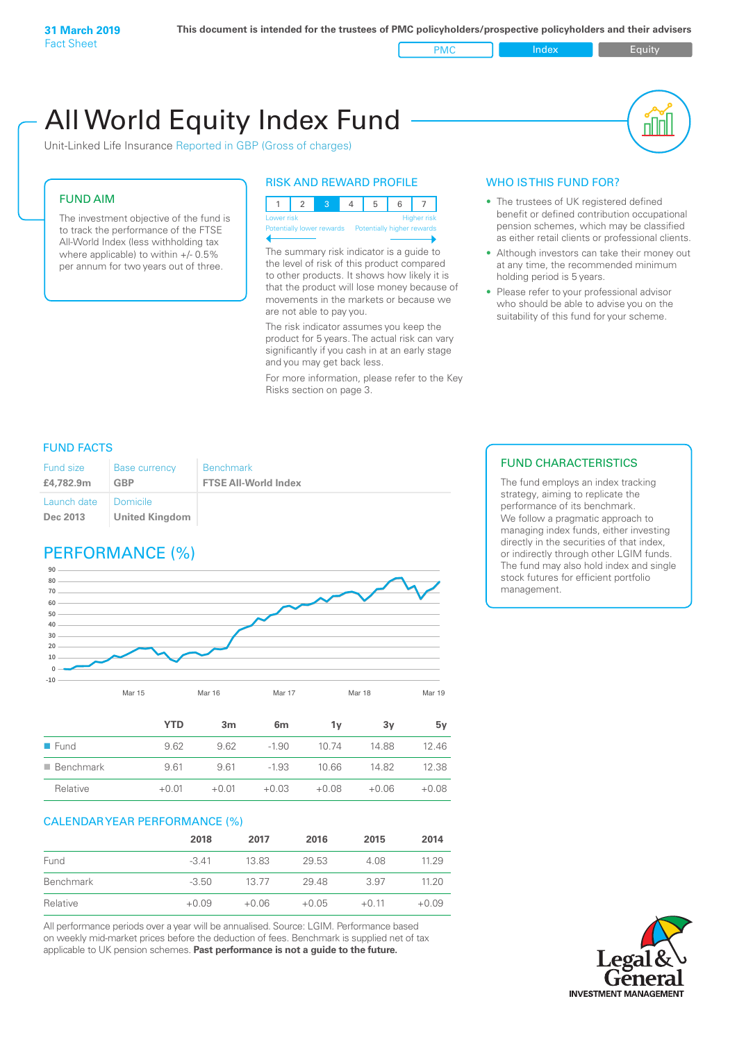**31 March 2019**
Fact Sheet

**This document is intended for the trustees of PMC policyholders/prospective policyholders and their advisers**

PMC | Index | Equity

# All World Equity Index Fund

Unit-Linked Life Insurance Reported in GBP (Gross of charges)

## FUND AIM

The investment objective of the fund is to track the performance of the FTSE All-World Index (less withholding tax where applicable) to within +/- 0.5% per annum for two years out of three.

## RISK AND REWARD PROFILE

| 1 | 2 | 3 | 4 | 5 | 6 | 7 |
|---|---|---|---|---|---|---|

Lower risk — Higher risk
Potentially lower rewards — Potentially higher rewards

The summary risk indicator is a guide to the level of risk of this product compared to other products. It shows how likely it is that the product will lose money because of movements in the markets or because we are not able to pay you.

The risk indicator assumes you keep the product for 5 years. The actual risk can vary significantly if you cash in at an early stage and you may get back less.

For more information, please refer to the Key Risks section on page 3.

## WHO IS THIS FUND FOR?

- The trustees of UK registered defined benefit or defined contribution occupational pension schemes, which may be classified as either retail clients or professional clients.
- Although investors can take their money out at any time, the recommended minimum holding period is 5 years.
- Please refer to your professional advisor who should be able to advise you on the suitability of this fund for your scheme.

## FUND FACTS

| Fund size | Base currency | Benchmark |
|---|---|---|
| **£4,782.9m** | **GBP** | **FTSE All-World Index** |
| Launch date | Domicile | |
| **Dec 2013** | **United Kingdom** | |

## FUND CHARACTERISTICS

The fund employs an index tracking strategy, aiming to replicate the performance of its benchmark. We follow a pragmatic approach to managing index funds, either investing directly in the securities of that index, or indirectly through other LGIM funds. The fund may also hold index and single stock futures for efficient portfolio management.

## PERFORMANCE (%)

| | YTD | 3m | 6m | 1y | 3y | 5y |
|---|---|---|---|---|---|---|
| Fund | 9.62 | 9.62 | -1.90 | 10.74 | 14.88 | 12.46 |
| Benchmark | 9.61 | 9.61 | -1.93 | 10.66 | 14.82 | 12.38 |
| Relative | +0.01 | +0.01 | +0.03 | +0.08 | +0.06 | +0.08 |

## CALENDAR YEAR PERFORMANCE (%)

| | 2018 | 2017 | 2016 | 2015 | 2014 |
|---|---|---|---|---|---|
| Fund | -3.41 | 13.83 | 29.53 | 4.08 | 11.29 |
| Benchmark | -3.50 | 13.77 | 29.48 | 3.97 | 11.20 |
| Relative | +0.09 | +0.06 | +0.05 | +0.11 | +0.09 |

All performance periods over a year will be annualised. Source: LGIM. Performance based on weekly mid-market prices before the deduction of fees. Benchmark is supplied net of tax applicable to UK pension schemes. **Past performance is not a guide to the future.**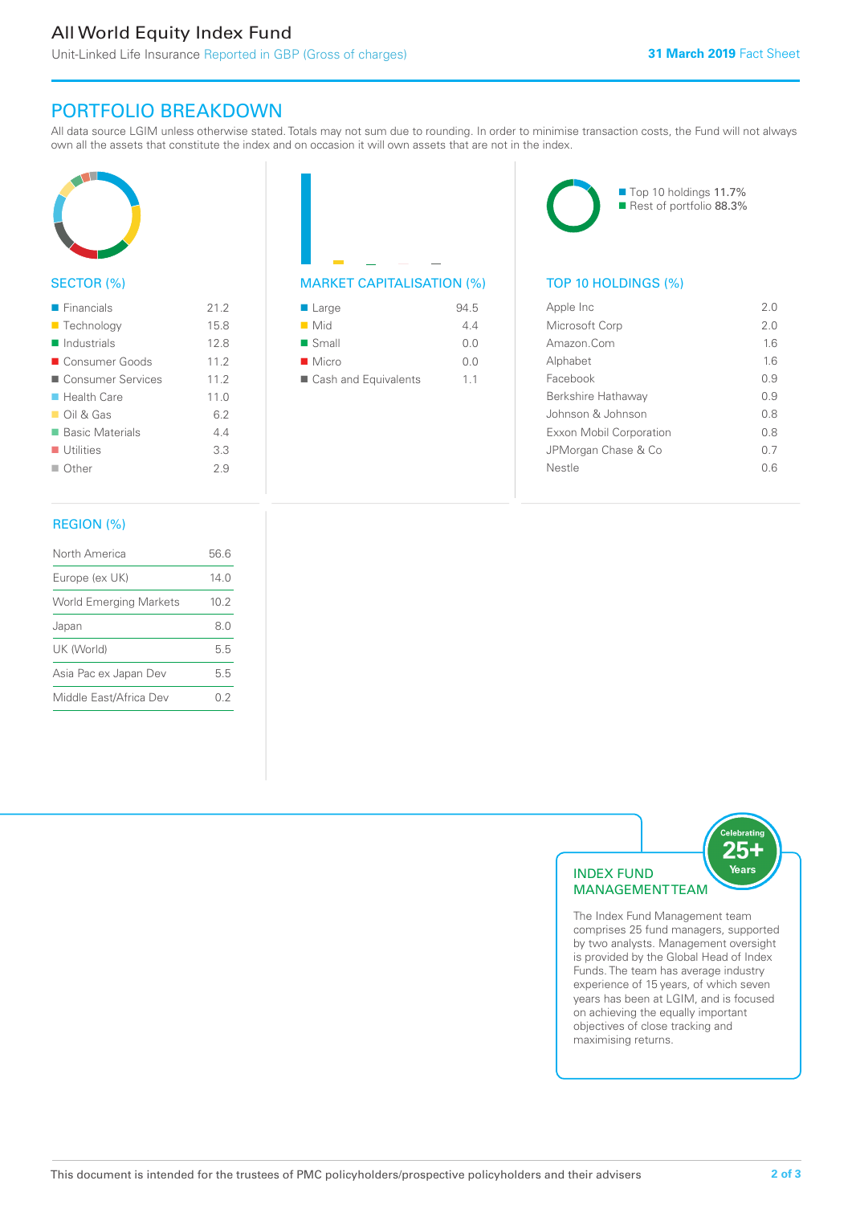# All World Equity Index Fund

Unit-Linked Life Insurance Reported in GBP (Gross of charges)

31 March 2019 Fact Sheet

## PORTFOLIO BREAKDOWN

All data source LGIM unless otherwise stated. Totals may not sum due to rounding. In order to minimise transaction costs, the Fund will not always own all the assets that constitute the index and on occasion it will own assets that are not in the index.

### SECTOR (%)

| Sector | % |
|---|---|
| Financials | 21.2 |
| Technology | 15.8 |
| Industrials | 12.8 |
| Consumer Goods | 11.2 |
| Consumer Services | 11.2 |
| Health Care | 11.0 |
| Oil & Gas | 6.2 |
| Basic Materials | 4.4 |
| Utilities | 3.3 |
| Other | 2.9 |

### MARKET CAPITALISATION (%)

| Market Capitalisation | % |
|---|---|
| Large | 94.5 |
| Mid | 4.4 |
| Small | 0.0 |
| Micro | 0.0 |
| Cash and Equivalents | 1.1 |

Top 10 holdings 11.7%
Rest of portfolio 88.3%

### TOP 10 HOLDINGS (%)

| Holding | % |
|---|---|
| Apple Inc | 2.0 |
| Microsoft Corp | 2.0 |
| Amazon.Com | 1.6 |
| Alphabet | 1.6 |
| Facebook | 0.9 |
| Berkshire Hathaway | 0.9 |
| Johnson & Johnson | 0.8 |
| Exxon Mobil Corporation | 0.8 |
| JPMorgan Chase & Co | 0.7 |
| Nestle | 0.6 |

### REGION (%)

| Region | % |
|---|---|
| North America | 56.6 |
| Europe (ex UK) | 14.0 |
| World Emerging Markets | 10.2 |
| Japan | 8.0 |
| UK (World) | 5.5 |
| Asia Pac ex Japan Dev | 5.5 |
| Middle East/Africa Dev | 0.2 |

### INDEX FUND MANAGEMENT TEAM

Celebrating 25+ Years

The Index Fund Management team comprises 25 fund managers, supported by two analysts. Management oversight is provided by the Global Head of Index Funds. The team has average industry experience of 15 years, of which seven years has been at LGIM, and is focused on achieving the equally important objectives of close tracking and maximising returns.

This document is intended for the trustees of PMC policyholders/prospective policyholders and their advisers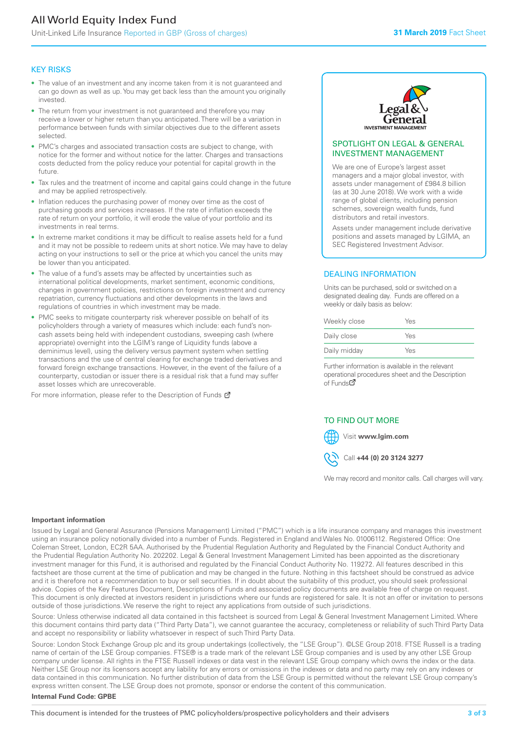# All World Equity Index Fund

Unit-Linked Life Insurance Reported in GBP (Gross of charges)

**31 March 2019** Fact Sheet

## KEY RISKS

- The value of an investment and any income taken from it is not guaranteed and can go down as well as up. You may get back less than the amount you originally invested.
- The return from your investment is not guaranteed and therefore you may receive a lower or higher return than you anticipated. There will be a variation in performance between funds with similar objectives due to the different assets selected.
- PMC's charges and associated transaction costs are subject to change, with notice for the former and without notice for the latter. Charges and transactions costs deducted from the policy reduce your potential for capital growth in the future.
- Tax rules and the treatment of income and capital gains could change in the future and may be applied retrospectively.
- Inflation reduces the purchasing power of money over time as the cost of purchasing goods and services increases. If the rate of inflation exceeds the rate of return on your portfolio, it will erode the value of your portfolio and its investments in real terms.
- In extreme market conditions it may be difficult to realise assets held for a fund and it may not be possible to redeem units at short notice. We may have to delay acting on your instructions to sell or the price at which you cancel the units may be lower than you anticipated.
- The value of a fund's assets may be affected by uncertainties such as international political developments, market sentiment, economic conditions, changes in government policies, restrictions on foreign investment and currency repatriation, currency fluctuations and other developments in the laws and regulations of countries in which investment may be made.
- PMC seeks to mitigate counterparty risk wherever possible on behalf of its policyholders through a variety of measures which include: each fund's non-cash assets being held with independent custodians, sweeping cash (where appropriate) overnight into the LGIM's range of Liquidity funds (above a deminimus level), using the delivery versus payment system when settling transactions and the use of central clearing for exchange traded derivatives and forward foreign exchange transactions. However, in the event of the failure of a counterparty, custodian or issuer there is a residual risk that a fund may suffer asset losses which are unrecoverable.

For more information, please refer to the Description of Funds

## SPOTLIGHT ON LEGAL & GENERAL INVESTMENT MANAGEMENT

We are one of Europe's largest asset managers and a major global investor, with assets under management of £984.8 billion (as at 30 June 2018). We work with a wide range of global clients, including pension schemes, sovereign wealth funds, fund distributors and retail investors.

Assets under management include derivative positions and assets managed by LGIMA, an SEC Registered Investment Advisor.

## DEALING INFORMATION

Units can be purchased, sold or switched on a designated dealing day. Funds are offered on a weekly or daily basis as below:

| | |
|---|---|
| Weekly close | Yes |
| Daily close | Yes |
| Daily midday | Yes |

Further information is available in the relevant operational procedures sheet and the Description of Funds

## TO FIND OUT MORE

Visit **www.lgim.com**

Call **+44 (0) 20 3124 3277**

We may record and monitor calls. Call charges will vary.

**Important information**

Issued by Legal and General Assurance (Pensions Management) Limited ("PMC") which is a life insurance company and manages this investment using an insurance policy notionally divided into a number of Funds. Registered in England and Wales No. 01006112. Registered Office: One Coleman Street, London, EC2R 5AA. Authorised by the Prudential Regulation Authority and Regulated by the Financial Conduct Authority and the Prudential Regulation Authority No. 202202. Legal & General Investment Management Limited has been appointed as the discretionary investment manager for this Fund, it is authorised and regulated by the Financial Conduct Authority No. 119272. All features described in this factsheet are those current at the time of publication and may be changed in the future. Nothing in this factsheet should be construed as advice and it is therefore not a recommendation to buy or sell securities. If in doubt about the suitability of this product, you should seek professional advice. Copies of the Key Features Document, Descriptions of Funds and associated policy documents are available free of charge on request. This document is only directed at investors resident in jurisdictions where our funds are registered for sale. It is not an offer or invitation to persons outside of those jurisdictions. We reserve the right to reject any applications from outside of such jurisdictions.

Source: Unless otherwise indicated all data contained in this factsheet is sourced from Legal & General Investment Management Limited. Where this document contains third party data ("Third Party Data"), we cannot guarantee the accuracy, completeness or reliability of such Third Party Data and accept no responsibility or liability whatsoever in respect of such Third Party Data.

Source: London Stock Exchange Group plc and its group undertakings (collectively, the "LSE Group"). ©LSE Group 2018. FTSE Russell is a trading name of certain of the LSE Group companies. FTSE® is a trade mark of the relevant LSE Group companies and is used by any other LSE Group company under license. All rights in the FTSE Russell indexes or data vest in the relevant LSE Group company which owns the index or the data. Neither LSE Group nor its licensors accept any liability for any errors or omissions in the indexes or data and no party may rely on any indexes or data contained in this communication. No further distribution of data from the LSE Group is permitted without the relevant LSE Group company's express written consent. The LSE Group does not promote, sponsor or endorse the content of this communication.

**Internal Fund Code: GPBE**

This document is intended for the trustees of PMC policyholders/prospective policyholders and their advisers